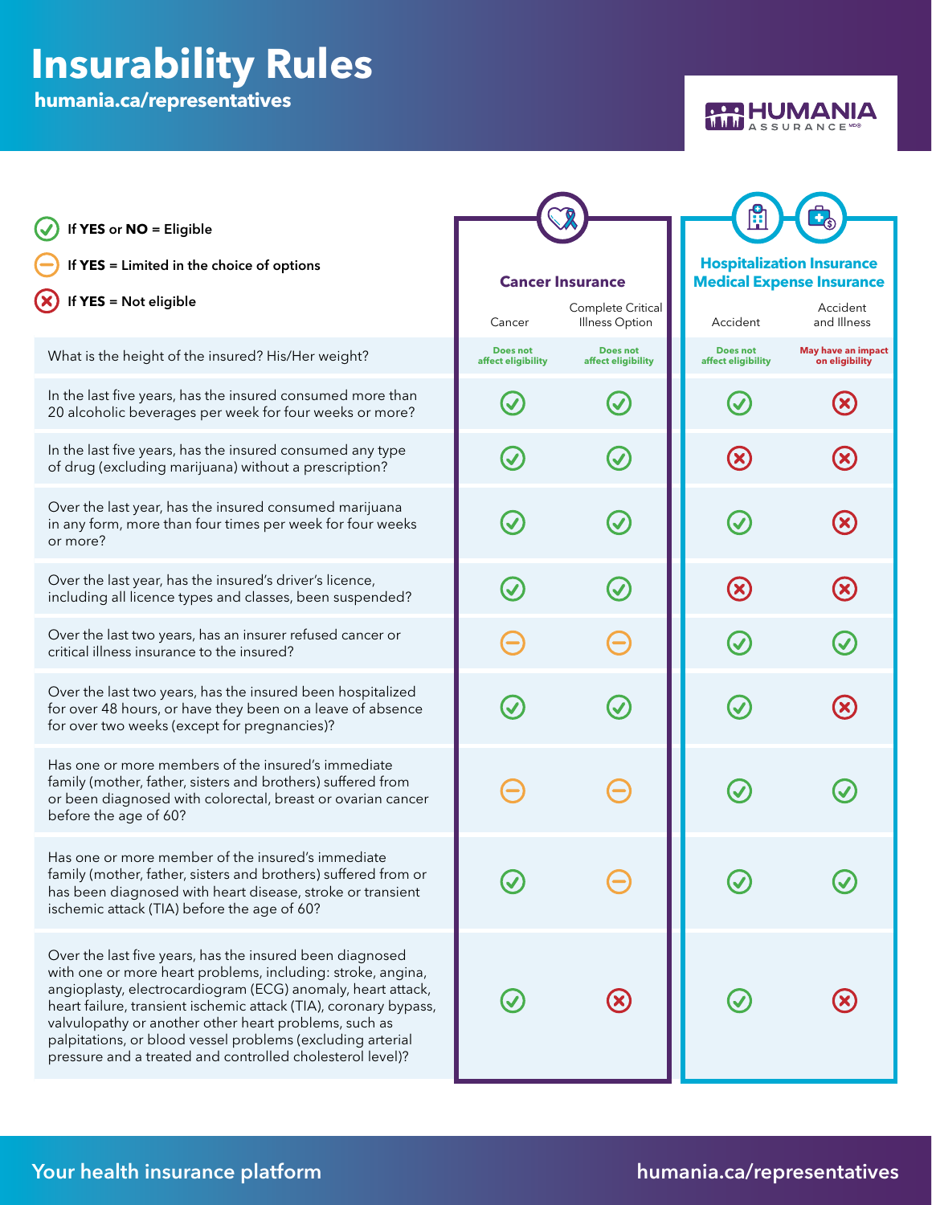# Insurability Rules

**humania.ca/representatives**

HUMANIA ASSURANCE

- ✓ If **YES** or **NO** = Eligible
- ⊖ If **YES** = Limited in the choice of options
- ✗ If **YES** = Not eligible

| | Cancer Insurance | | Hospitalization Insurance / Medical Expense Insurance | |
|---|---|---|---|---|
| | Cancer | Complete Critical Illness Option | Accident | Accident and Illness |
| What is the height of the insured? His/Her weight? | Does not affect eligibility | Does not affect eligibility | Does not affect eligibility | May have an impact on eligibility |
| In the last five years, has the insured consumed more than 20 alcoholic beverages per week for four weeks or more? | ✓ | ✓ | ✓ | ✗ |
| In the last five years, has the insured consumed any type of drug (excluding marijuana) without a prescription? | ✓ | ✓ | ✗ | ✗ |
| Over the last year, has the insured consumed marijuana in any form, more than four times per week for four weeks or more? | ✓ | ✓ | ✓ | ✗ |
| Over the last year, has the insured's driver's licence, including all licence types and classes, been suspended? | ✓ | ✓ | ✗ | ✗ |
| Over the last two years, has an insurer refused cancer or critical illness insurance to the insured? | ⊖ | ⊖ | ✓ | ✓ |
| Over the last two years, has the insured been hospitalized for over 48 hours, or have they been on a leave of absence for over two weeks (except for pregnancies)? | ✓ | ✓ | ✓ | ✗ |
| Has one or more members of the insured's immediate family (mother, father, sisters and brothers) suffered from or been diagnosed with colorectal, breast or ovarian cancer before the age of 60? | ⊖ | ⊖ | ✓ | ✓ |
| Has one or more member of the insured's immediate family (mother, father, sisters and brothers) suffered from or has been diagnosed with heart disease, stroke or transient ischemic attack (TIA) before the age of 60? | ✓ | ⊖ | ✓ | ✓ |
| Over the last five years, has the insured been diagnosed with one or more heart problems, including: stroke, angina, angioplasty, electrocardiogram (ECG) anomaly, heart attack, heart failure, transient ischemic attack (TIA), coronary bypass, valvulopathy or another other heart problems, such as palpitations, or blood vessel problems (excluding arterial pressure and a treated and controlled cholesterol level)? | ✓ | ✗ | ✓ | ✗ |

Your health insurance platform

humania.ca/representatives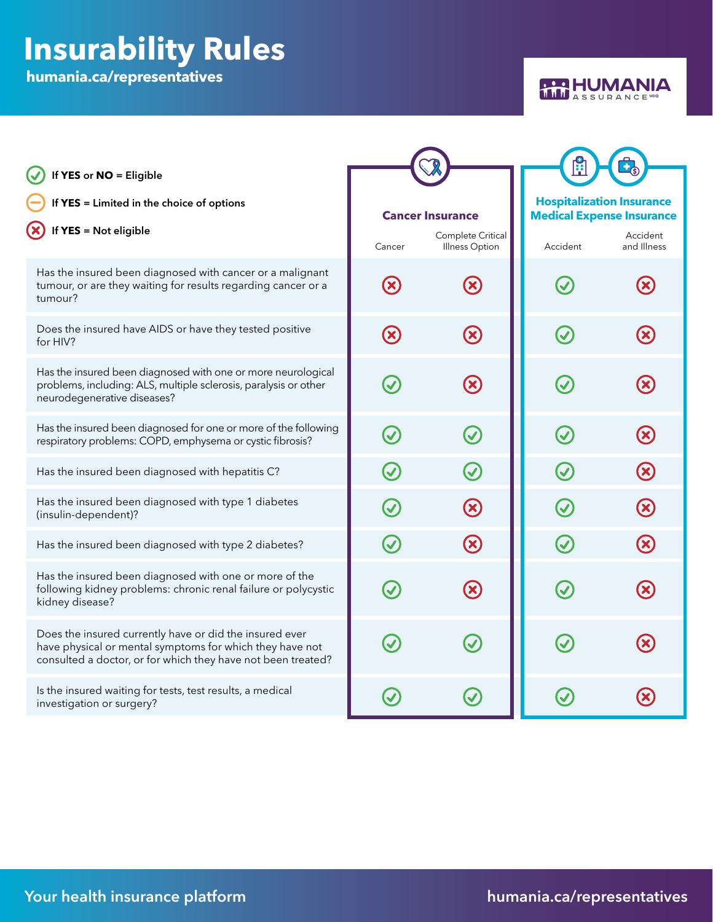# Insurability Rules

**humania.ca/representatives**

HUMANIA ASSURANCE

- ✓ If **YES** or **NO** = Eligible
- ⊖ If **YES** = Limited in the choice of options
- ✗ If **YES** = Not eligible

| | Cancer Insurance | | Hospitalization Insurance Medical Expense Insurance | |
|---|---|---|---|---|
| | Cancer | Complete Critical Illness Option | Accident | Accident and Illness |
| Has the insured been diagnosed with cancer or a malignant tumour, or are they waiting for results regarding cancer or a tumour? | ✗ | ✗ | ✓ | ✗ |
| Does the insured have AIDS or have they tested positive for HIV? | ✗ | ✗ | ✓ | ✗ |
| Has the insured been diagnosed with one or more neurological problems, including: ALS, multiple sclerosis, paralysis or other neurodegenerative diseases? | ✓ | ✗ | ✓ | ✗ |
| Has the insured been diagnosed for one or more of the following respiratory problems: COPD, emphysema or cystic fibrosis? | ✓ | ✓ | ✓ | ✗ |
| Has the insured been diagnosed with hepatitis C? | ✓ | ✓ | ✓ | ✗ |
| Has the insured been diagnosed with type 1 diabetes (insulin-dependent)? | ✓ | ✗ | ✓ | ✗ |
| Has the insured been diagnosed with type 2 diabetes? | ✓ | ✗ | ✓ | ✗ |
| Has the insured been diagnosed with one or more of the following kidney problems: chronic renal failure or polycystic kidney disease? | ✓ | ✗ | ✓ | ✗ |
| Does the insured currently have or did the insured ever have physical or mental symptoms for which they have not consulted a doctor, or for which they have not been treated? | ✓ | ✓ | ✓ | ✗ |
| Is the insured waiting for tests, test results, a medical investigation or surgery? | ✓ | ✓ | ✓ | ✗ |

Your health insurance platform

humania.ca/representatives